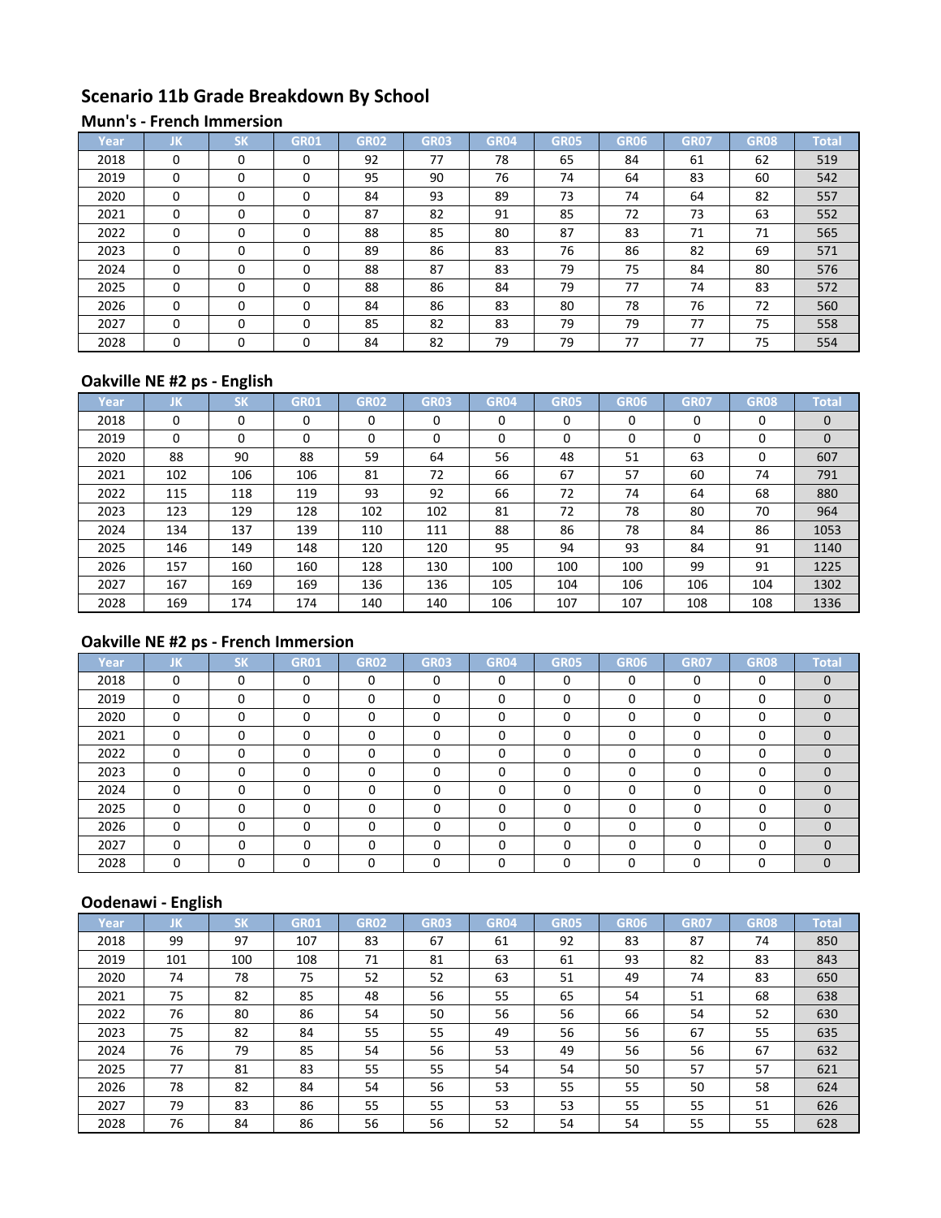# Scenario 11b Grade Breakdown By School

## Munn's - French Immersion

| Year | JK | SK | GR01 | GR02 | GR03 | GR04 | GR05 | GR06 | GR07 | GR08 | Total |
|---|---|---|---|---|---|---|---|---|---|---|---|
| 2018 | 0 | 0 | 0 | 92 | 77 | 78 | 65 | 84 | 61 | 62 | 519 |
| 2019 | 0 | 0 | 0 | 95 | 90 | 76 | 74 | 64 | 83 | 60 | 542 |
| 2020 | 0 | 0 | 0 | 84 | 93 | 89 | 73 | 74 | 64 | 82 | 557 |
| 2021 | 0 | 0 | 0 | 87 | 82 | 91 | 85 | 72 | 73 | 63 | 552 |
| 2022 | 0 | 0 | 0 | 88 | 85 | 80 | 87 | 83 | 71 | 71 | 565 |
| 2023 | 0 | 0 | 0 | 89 | 86 | 83 | 76 | 86 | 82 | 69 | 571 |
| 2024 | 0 | 0 | 0 | 88 | 87 | 83 | 79 | 75 | 84 | 80 | 576 |
| 2025 | 0 | 0 | 0 | 88 | 86 | 84 | 79 | 77 | 74 | 83 | 572 |
| 2026 | 0 | 0 | 0 | 84 | 86 | 83 | 80 | 78 | 76 | 72 | 560 |
| 2027 | 0 | 0 | 0 | 85 | 82 | 83 | 79 | 79 | 77 | 75 | 558 |
| 2028 | 0 | 0 | 0 | 84 | 82 | 79 | 79 | 77 | 77 | 75 | 554 |

## Oakville NE #2 ps - English

| Year | JK | SK | GR01 | GR02 | GR03 | GR04 | GR05 | GR06 | GR07 | GR08 | Total |
|---|---|---|---|---|---|---|---|---|---|---|---|
| 2018 | 0 | 0 | 0 | 0 | 0 | 0 | 0 | 0 | 0 | 0 | 0 |
| 2019 | 0 | 0 | 0 | 0 | 0 | 0 | 0 | 0 | 0 | 0 | 0 |
| 2020 | 88 | 90 | 88 | 59 | 64 | 56 | 48 | 51 | 63 | 0 | 607 |
| 2021 | 102 | 106 | 106 | 81 | 72 | 66 | 67 | 57 | 60 | 74 | 791 |
| 2022 | 115 | 118 | 119 | 93 | 92 | 66 | 72 | 74 | 64 | 68 | 880 |
| 2023 | 123 | 129 | 128 | 102 | 102 | 81 | 72 | 78 | 80 | 70 | 964 |
| 2024 | 134 | 137 | 139 | 110 | 111 | 88 | 86 | 78 | 84 | 86 | 1053 |
| 2025 | 146 | 149 | 148 | 120 | 120 | 95 | 94 | 93 | 84 | 91 | 1140 |
| 2026 | 157 | 160 | 160 | 128 | 130 | 100 | 100 | 100 | 99 | 91 | 1225 |
| 2027 | 167 | 169 | 169 | 136 | 136 | 105 | 104 | 106 | 106 | 104 | 1302 |
| 2028 | 169 | 174 | 174 | 140 | 140 | 106 | 107 | 107 | 108 | 108 | 1336 |

## Oakville NE #2 ps - French Immersion

| Year | JK | SK | GR01 | GR02 | GR03 | GR04 | GR05 | GR06 | GR07 | GR08 | Total |
|---|---|---|---|---|---|---|---|---|---|---|---|
| 2018 | 0 | 0 | 0 | 0 | 0 | 0 | 0 | 0 | 0 | 0 | 0 |
| 2019 | 0 | 0 | 0 | 0 | 0 | 0 | 0 | 0 | 0 | 0 | 0 |
| 2020 | 0 | 0 | 0 | 0 | 0 | 0 | 0 | 0 | 0 | 0 | 0 |
| 2021 | 0 | 0 | 0 | 0 | 0 | 0 | 0 | 0 | 0 | 0 | 0 |
| 2022 | 0 | 0 | 0 | 0 | 0 | 0 | 0 | 0 | 0 | 0 | 0 |
| 2023 | 0 | 0 | 0 | 0 | 0 | 0 | 0 | 0 | 0 | 0 | 0 |
| 2024 | 0 | 0 | 0 | 0 | 0 | 0 | 0 | 0 | 0 | 0 | 0 |
| 2025 | 0 | 0 | 0 | 0 | 0 | 0 | 0 | 0 | 0 | 0 | 0 |
| 2026 | 0 | 0 | 0 | 0 | 0 | 0 | 0 | 0 | 0 | 0 | 0 |
| 2027 | 0 | 0 | 0 | 0 | 0 | 0 | 0 | 0 | 0 | 0 | 0 |
| 2028 | 0 | 0 | 0 | 0 | 0 | 0 | 0 | 0 | 0 | 0 | 0 |

## Oodenawi - English

| Year | JK | SK | GR01 | GR02 | GR03 | GR04 | GR05 | GR06 | GR07 | GR08 | Total |
|---|---|---|---|---|---|---|---|---|---|---|---|
| 2018 | 99 | 97 | 107 | 83 | 67 | 61 | 92 | 83 | 87 | 74 | 850 |
| 2019 | 101 | 100 | 108 | 71 | 81 | 63 | 61 | 93 | 82 | 83 | 843 |
| 2020 | 74 | 78 | 75 | 52 | 52 | 63 | 51 | 49 | 74 | 83 | 650 |
| 2021 | 75 | 82 | 85 | 48 | 56 | 55 | 65 | 54 | 51 | 68 | 638 |
| 2022 | 76 | 80 | 86 | 54 | 50 | 56 | 56 | 66 | 54 | 52 | 630 |
| 2023 | 75 | 82 | 84 | 55 | 55 | 49 | 56 | 56 | 67 | 55 | 635 |
| 2024 | 76 | 79 | 85 | 54 | 56 | 53 | 49 | 56 | 56 | 67 | 632 |
| 2025 | 77 | 81 | 83 | 55 | 55 | 54 | 54 | 50 | 57 | 57 | 621 |
| 2026 | 78 | 82 | 84 | 54 | 56 | 53 | 55 | 55 | 50 | 58 | 624 |
| 2027 | 79 | 83 | 86 | 55 | 55 | 53 | 53 | 55 | 55 | 51 | 626 |
| 2028 | 76 | 84 | 86 | 56 | 56 | 52 | 54 | 54 | 55 | 55 | 628 |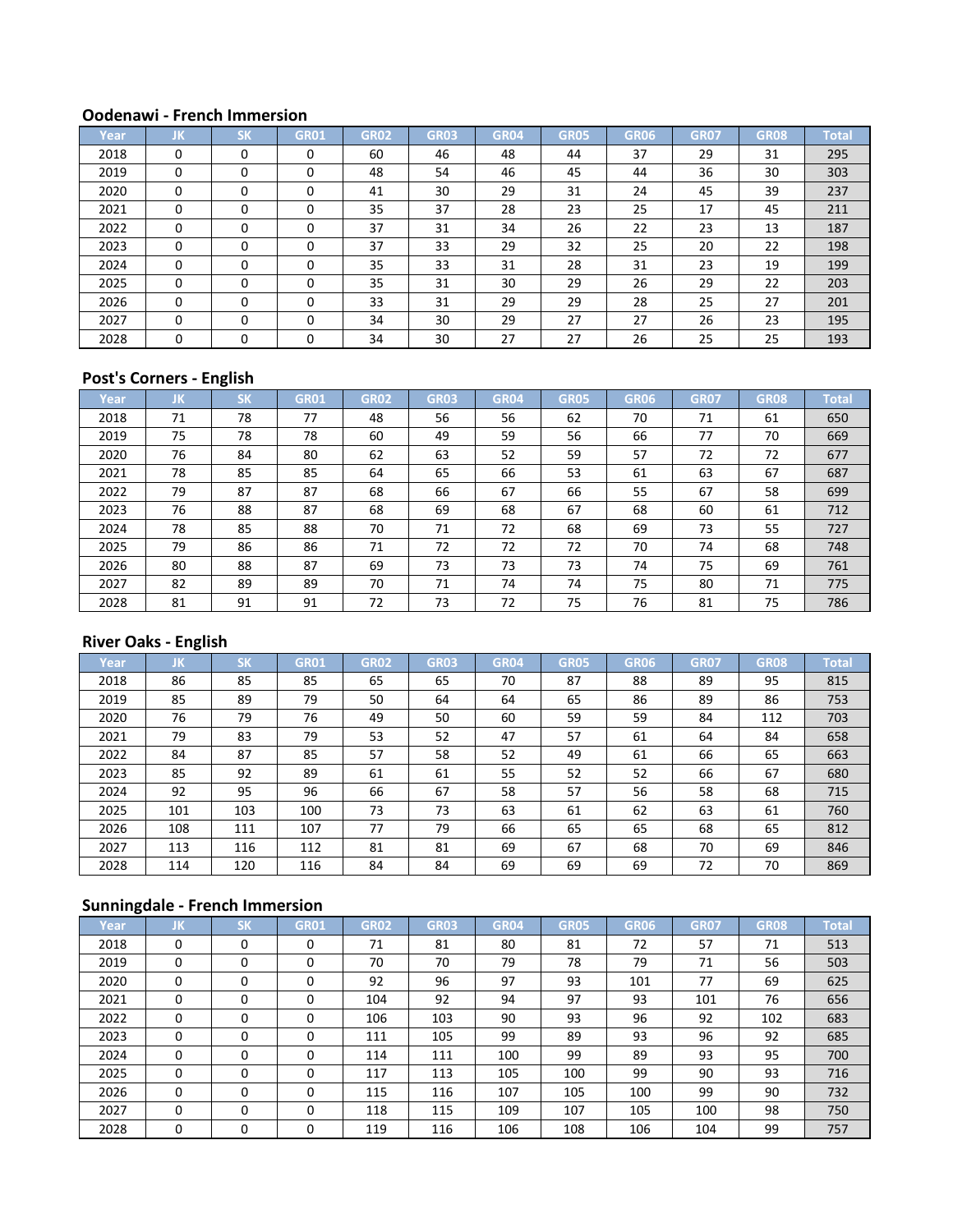### Oodenawi - French Immersion

| Year | JK | SK | GR01 | GR02 | GR03 | GR04 | GR05 | GR06 | GR07 | GR08 | Total |
|---|---|---|---|---|---|---|---|---|---|---|---|
| 2018 | 0 | 0 | 0 | 60 | 46 | 48 | 44 | 37 | 29 | 31 | 295 |
| 2019 | 0 | 0 | 0 | 48 | 54 | 46 | 45 | 44 | 36 | 30 | 303 |
| 2020 | 0 | 0 | 0 | 41 | 30 | 29 | 31 | 24 | 45 | 39 | 237 |
| 2021 | 0 | 0 | 0 | 35 | 37 | 28 | 23 | 25 | 17 | 45 | 211 |
| 2022 | 0 | 0 | 0 | 37 | 31 | 34 | 26 | 22 | 23 | 13 | 187 |
| 2023 | 0 | 0 | 0 | 37 | 33 | 29 | 32 | 25 | 20 | 22 | 198 |
| 2024 | 0 | 0 | 0 | 35 | 33 | 31 | 28 | 31 | 23 | 19 | 199 |
| 2025 | 0 | 0 | 0 | 35 | 31 | 30 | 29 | 26 | 29 | 22 | 203 |
| 2026 | 0 | 0 | 0 | 33 | 31 | 29 | 29 | 28 | 25 | 27 | 201 |
| 2027 | 0 | 0 | 0 | 34 | 30 | 29 | 27 | 27 | 26 | 23 | 195 |
| 2028 | 0 | 0 | 0 | 34 | 30 | 27 | 27 | 26 | 25 | 25 | 193 |

### Post's Corners - English

| Year | JK | SK | GR01 | GR02 | GR03 | GR04 | GR05 | GR06 | GR07 | GR08 | Total |
|---|---|---|---|---|---|---|---|---|---|---|---|
| 2018 | 71 | 78 | 77 | 48 | 56 | 56 | 62 | 70 | 71 | 61 | 650 |
| 2019 | 75 | 78 | 78 | 60 | 49 | 59 | 56 | 66 | 77 | 70 | 669 |
| 2020 | 76 | 84 | 80 | 62 | 63 | 52 | 59 | 57 | 72 | 72 | 677 |
| 2021 | 78 | 85 | 85 | 64 | 65 | 66 | 53 | 61 | 63 | 67 | 687 |
| 2022 | 79 | 87 | 87 | 68 | 66 | 67 | 66 | 55 | 67 | 58 | 699 |
| 2023 | 76 | 88 | 87 | 68 | 69 | 68 | 67 | 68 | 60 | 61 | 712 |
| 2024 | 78 | 85 | 88 | 70 | 71 | 72 | 68 | 69 | 73 | 55 | 727 |
| 2025 | 79 | 86 | 86 | 71 | 72 | 72 | 72 | 70 | 74 | 68 | 748 |
| 2026 | 80 | 88 | 87 | 69 | 73 | 73 | 73 | 74 | 75 | 69 | 761 |
| 2027 | 82 | 89 | 89 | 70 | 71 | 74 | 74 | 75 | 80 | 71 | 775 |
| 2028 | 81 | 91 | 91 | 72 | 73 | 72 | 75 | 76 | 81 | 75 | 786 |

### River Oaks - English

| Year | JK | SK | GR01 | GR02 | GR03 | GR04 | GR05 | GR06 | GR07 | GR08 | Total |
|---|---|---|---|---|---|---|---|---|---|---|---|
| 2018 | 86 | 85 | 85 | 65 | 65 | 70 | 87 | 88 | 89 | 95 | 815 |
| 2019 | 85 | 89 | 79 | 50 | 64 | 64 | 65 | 86 | 89 | 86 | 753 |
| 2020 | 76 | 79 | 76 | 49 | 50 | 60 | 59 | 59 | 84 | 112 | 703 |
| 2021 | 79 | 83 | 79 | 53 | 52 | 47 | 57 | 61 | 64 | 84 | 658 |
| 2022 | 84 | 87 | 85 | 57 | 58 | 52 | 49 | 61 | 66 | 65 | 663 |
| 2023 | 85 | 92 | 89 | 61 | 61 | 55 | 52 | 52 | 66 | 67 | 680 |
| 2024 | 92 | 95 | 96 | 66 | 67 | 58 | 57 | 56 | 58 | 68 | 715 |
| 2025 | 101 | 103 | 100 | 73 | 73 | 63 | 61 | 62 | 63 | 61 | 760 |
| 2026 | 108 | 111 | 107 | 77 | 79 | 66 | 65 | 65 | 68 | 65 | 812 |
| 2027 | 113 | 116 | 112 | 81 | 81 | 69 | 67 | 68 | 70 | 69 | 846 |
| 2028 | 114 | 120 | 116 | 84 | 84 | 69 | 69 | 69 | 72 | 70 | 869 |

### Sunningdale - French Immersion

| Year | JK | SK | GR01 | GR02 | GR03 | GR04 | GR05 | GR06 | GR07 | GR08 | Total |
|---|---|---|---|---|---|---|---|---|---|---|---|
| 2018 | 0 | 0 | 0 | 71 | 81 | 80 | 81 | 72 | 57 | 71 | 513 |
| 2019 | 0 | 0 | 0 | 70 | 70 | 79 | 78 | 79 | 71 | 56 | 503 |
| 2020 | 0 | 0 | 0 | 92 | 96 | 97 | 93 | 101 | 77 | 69 | 625 |
| 2021 | 0 | 0 | 0 | 104 | 92 | 94 | 97 | 93 | 101 | 76 | 656 |
| 2022 | 0 | 0 | 0 | 106 | 103 | 90 | 93 | 96 | 92 | 102 | 683 |
| 2023 | 0 | 0 | 0 | 111 | 105 | 99 | 89 | 93 | 96 | 92 | 685 |
| 2024 | 0 | 0 | 0 | 114 | 111 | 100 | 99 | 89 | 93 | 95 | 700 |
| 2025 | 0 | 0 | 0 | 117 | 113 | 105 | 100 | 99 | 90 | 93 | 716 |
| 2026 | 0 | 0 | 0 | 115 | 116 | 107 | 105 | 100 | 99 | 90 | 732 |
| 2027 | 0 | 0 | 0 | 118 | 115 | 109 | 107 | 105 | 100 | 98 | 750 |
| 2028 | 0 | 0 | 0 | 119 | 116 | 106 | 108 | 106 | 104 | 99 | 757 |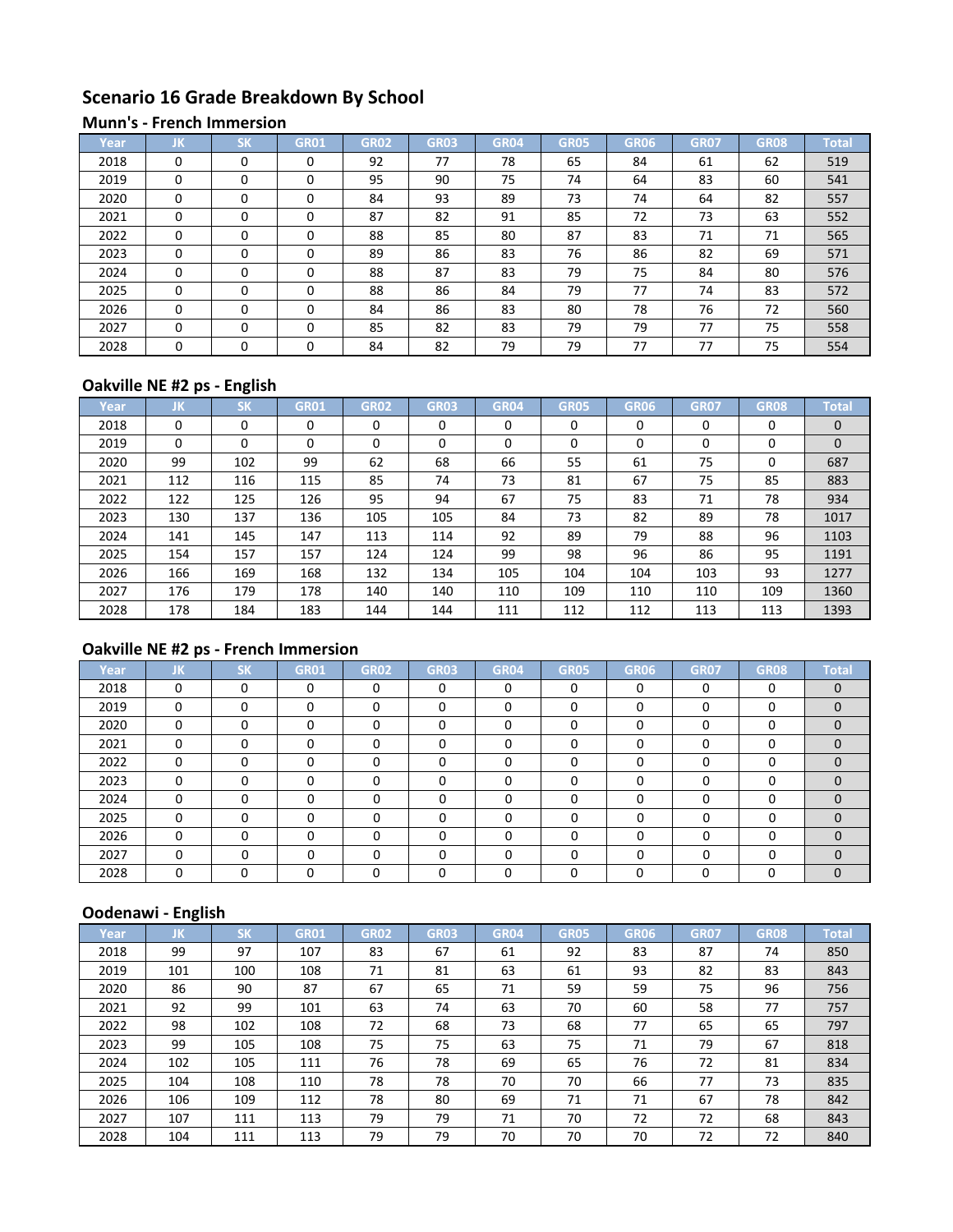## Scenario 16 Grade Breakdown By School

### Munn's - French Immersion

| Year | JK | SK | GR01 | GR02 | GR03 | GR04 | GR05 | GR06 | GR07 | GR08 | Total |
|---|---|---|---|---|---|---|---|---|---|---|---|
| 2018 | 0 | 0 | 0 | 92 | 77 | 78 | 65 | 84 | 61 | 62 | 519 |
| 2019 | 0 | 0 | 0 | 95 | 90 | 75 | 74 | 64 | 83 | 60 | 541 |
| 2020 | 0 | 0 | 0 | 84 | 93 | 89 | 73 | 74 | 64 | 82 | 557 |
| 2021 | 0 | 0 | 0 | 87 | 82 | 91 | 85 | 72 | 73 | 63 | 552 |
| 2022 | 0 | 0 | 0 | 88 | 85 | 80 | 87 | 83 | 71 | 71 | 565 |
| 2023 | 0 | 0 | 0 | 89 | 86 | 83 | 76 | 86 | 82 | 69 | 571 |
| 2024 | 0 | 0 | 0 | 88 | 87 | 83 | 79 | 75 | 84 | 80 | 576 |
| 2025 | 0 | 0 | 0 | 88 | 86 | 84 | 79 | 77 | 74 | 83 | 572 |
| 2026 | 0 | 0 | 0 | 84 | 86 | 83 | 80 | 78 | 76 | 72 | 560 |
| 2027 | 0 | 0 | 0 | 85 | 82 | 83 | 79 | 79 | 77 | 75 | 558 |
| 2028 | 0 | 0 | 0 | 84 | 82 | 79 | 79 | 77 | 77 | 75 | 554 |

### Oakville NE #2 ps - English

| Year | JK | SK | GR01 | GR02 | GR03 | GR04 | GR05 | GR06 | GR07 | GR08 | Total |
|---|---|---|---|---|---|---|---|---|---|---|---|
| 2018 | 0 | 0 | 0 | 0 | 0 | 0 | 0 | 0 | 0 | 0 | 0 |
| 2019 | 0 | 0 | 0 | 0 | 0 | 0 | 0 | 0 | 0 | 0 | 0 |
| 2020 | 99 | 102 | 99 | 62 | 68 | 66 | 55 | 61 | 75 | 0 | 687 |
| 2021 | 112 | 116 | 115 | 85 | 74 | 73 | 81 | 67 | 75 | 85 | 883 |
| 2022 | 122 | 125 | 126 | 95 | 94 | 67 | 75 | 83 | 71 | 78 | 934 |
| 2023 | 130 | 137 | 136 | 105 | 105 | 84 | 73 | 82 | 89 | 78 | 1017 |
| 2024 | 141 | 145 | 147 | 113 | 114 | 92 | 89 | 79 | 88 | 96 | 1103 |
| 2025 | 154 | 157 | 157 | 124 | 124 | 99 | 98 | 96 | 86 | 95 | 1191 |
| 2026 | 166 | 169 | 168 | 132 | 134 | 105 | 104 | 104 | 103 | 93 | 1277 |
| 2027 | 176 | 179 | 178 | 140 | 140 | 110 | 109 | 110 | 110 | 109 | 1360 |
| 2028 | 178 | 184 | 183 | 144 | 144 | 111 | 112 | 112 | 113 | 113 | 1393 |

### Oakville NE #2 ps - French Immersion

| Year | JK | SK | GR01 | GR02 | GR03 | GR04 | GR05 | GR06 | GR07 | GR08 | Total |
|---|---|---|---|---|---|---|---|---|---|---|---|
| 2018 | 0 | 0 | 0 | 0 | 0 | 0 | 0 | 0 | 0 | 0 | 0 |
| 2019 | 0 | 0 | 0 | 0 | 0 | 0 | 0 | 0 | 0 | 0 | 0 |
| 2020 | 0 | 0 | 0 | 0 | 0 | 0 | 0 | 0 | 0 | 0 | 0 |
| 2021 | 0 | 0 | 0 | 0 | 0 | 0 | 0 | 0 | 0 | 0 | 0 |
| 2022 | 0 | 0 | 0 | 0 | 0 | 0 | 0 | 0 | 0 | 0 | 0 |
| 2023 | 0 | 0 | 0 | 0 | 0 | 0 | 0 | 0 | 0 | 0 | 0 |
| 2024 | 0 | 0 | 0 | 0 | 0 | 0 | 0 | 0 | 0 | 0 | 0 |
| 2025 | 0 | 0 | 0 | 0 | 0 | 0 | 0 | 0 | 0 | 0 | 0 |
| 2026 | 0 | 0 | 0 | 0 | 0 | 0 | 0 | 0 | 0 | 0 | 0 |
| 2027 | 0 | 0 | 0 | 0 | 0 | 0 | 0 | 0 | 0 | 0 | 0 |
| 2028 | 0 | 0 | 0 | 0 | 0 | 0 | 0 | 0 | 0 | 0 | 0 |

### Oodenawi - English

| Year | JK | SK | GR01 | GR02 | GR03 | GR04 | GR05 | GR06 | GR07 | GR08 | Total |
|---|---|---|---|---|---|---|---|---|---|---|---|
| 2018 | 99 | 97 | 107 | 83 | 67 | 61 | 92 | 83 | 87 | 74 | 850 |
| 2019 | 101 | 100 | 108 | 71 | 81 | 63 | 61 | 93 | 82 | 83 | 843 |
| 2020 | 86 | 90 | 87 | 67 | 65 | 71 | 59 | 59 | 75 | 96 | 756 |
| 2021 | 92 | 99 | 101 | 63 | 74 | 63 | 70 | 60 | 58 | 77 | 757 |
| 2022 | 98 | 102 | 108 | 72 | 68 | 73 | 68 | 77 | 65 | 65 | 797 |
| 2023 | 99 | 105 | 108 | 75 | 75 | 63 | 75 | 71 | 79 | 67 | 818 |
| 2024 | 102 | 105 | 111 | 76 | 78 | 69 | 65 | 76 | 72 | 81 | 834 |
| 2025 | 104 | 108 | 110 | 78 | 78 | 70 | 70 | 66 | 77 | 73 | 835 |
| 2026 | 106 | 109 | 112 | 78 | 80 | 69 | 71 | 71 | 67 | 78 | 842 |
| 2027 | 107 | 111 | 113 | 79 | 79 | 71 | 70 | 72 | 72 | 68 | 843 |
| 2028 | 104 | 111 | 113 | 79 | 79 | 70 | 70 | 70 | 72 | 72 | 840 |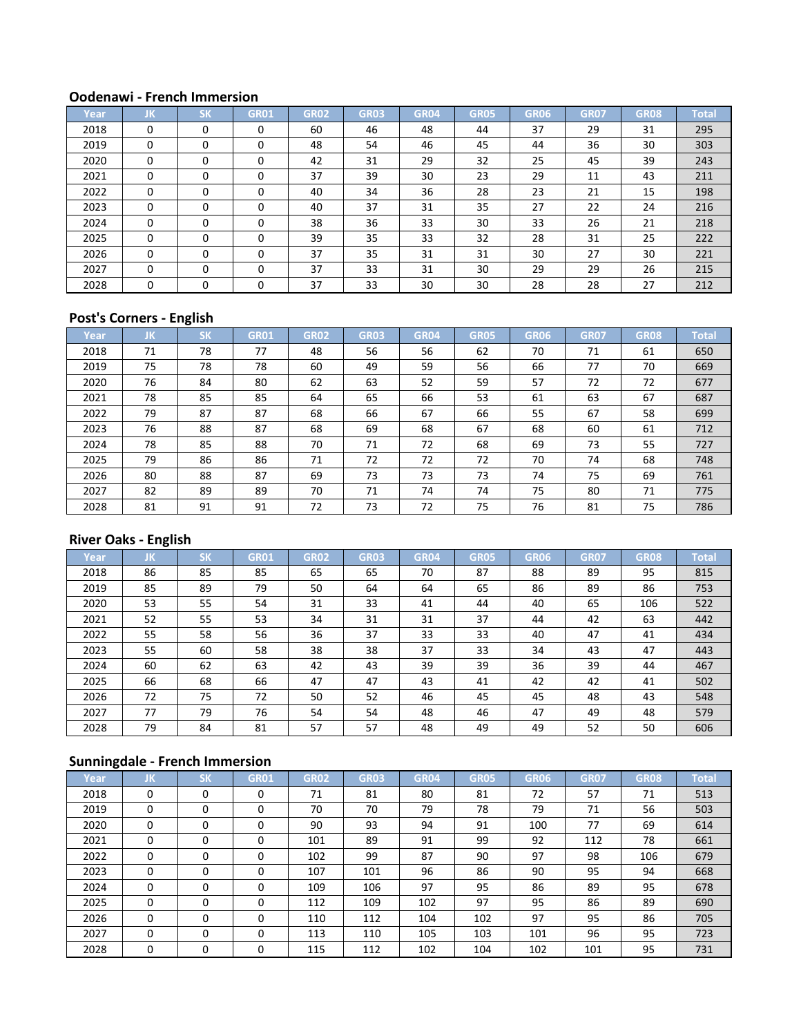### Oodenawi - French Immersion

| Year | JK | SK | GR01 | GR02 | GR03 | GR04 | GR05 | GR06 | GR07 | GR08 | Total |
|---|---|---|---|---|---|---|---|---|---|---|---|
| 2018 | 0 | 0 | 0 | 60 | 46 | 48 | 44 | 37 | 29 | 31 | 295 |
| 2019 | 0 | 0 | 0 | 48 | 54 | 46 | 45 | 44 | 36 | 30 | 303 |
| 2020 | 0 | 0 | 0 | 42 | 31 | 29 | 32 | 25 | 45 | 39 | 243 |
| 2021 | 0 | 0 | 0 | 37 | 39 | 30 | 23 | 29 | 11 | 43 | 211 |
| 2022 | 0 | 0 | 0 | 40 | 34 | 36 | 28 | 23 | 21 | 15 | 198 |
| 2023 | 0 | 0 | 0 | 40 | 37 | 31 | 35 | 27 | 22 | 24 | 216 |
| 2024 | 0 | 0 | 0 | 38 | 36 | 33 | 30 | 33 | 26 | 21 | 218 |
| 2025 | 0 | 0 | 0 | 39 | 35 | 33 | 32 | 28 | 31 | 25 | 222 |
| 2026 | 0 | 0 | 0 | 37 | 35 | 31 | 31 | 30 | 27 | 30 | 221 |
| 2027 | 0 | 0 | 0 | 37 | 33 | 31 | 30 | 29 | 29 | 26 | 215 |
| 2028 | 0 | 0 | 0 | 37 | 33 | 30 | 30 | 28 | 28 | 27 | 212 |

### Post's Corners - English

| Year | JK | SK | GR01 | GR02 | GR03 | GR04 | GR05 | GR06 | GR07 | GR08 | Total |
|---|---|---|---|---|---|---|---|---|---|---|---|
| 2018 | 71 | 78 | 77 | 48 | 56 | 56 | 62 | 70 | 71 | 61 | 650 |
| 2019 | 75 | 78 | 78 | 60 | 49 | 59 | 56 | 66 | 77 | 70 | 669 |
| 2020 | 76 | 84 | 80 | 62 | 63 | 52 | 59 | 57 | 72 | 72 | 677 |
| 2021 | 78 | 85 | 85 | 64 | 65 | 66 | 53 | 61 | 63 | 67 | 687 |
| 2022 | 79 | 87 | 87 | 68 | 66 | 67 | 66 | 55 | 67 | 58 | 699 |
| 2023 | 76 | 88 | 87 | 68 | 69 | 68 | 67 | 68 | 60 | 61 | 712 |
| 2024 | 78 | 85 | 88 | 70 | 71 | 72 | 68 | 69 | 73 | 55 | 727 |
| 2025 | 79 | 86 | 86 | 71 | 72 | 72 | 72 | 70 | 74 | 68 | 748 |
| 2026 | 80 | 88 | 87 | 69 | 73 | 73 | 73 | 74 | 75 | 69 | 761 |
| 2027 | 82 | 89 | 89 | 70 | 71 | 74 | 74 | 75 | 80 | 71 | 775 |
| 2028 | 81 | 91 | 91 | 72 | 73 | 72 | 75 | 76 | 81 | 75 | 786 |

### River Oaks - English

| Year | JK | SK | GR01 | GR02 | GR03 | GR04 | GR05 | GR06 | GR07 | GR08 | Total |
|---|---|---|---|---|---|---|---|---|---|---|---|
| 2018 | 86 | 85 | 85 | 65 | 65 | 70 | 87 | 88 | 89 | 95 | 815 |
| 2019 | 85 | 89 | 79 | 50 | 64 | 64 | 65 | 86 | 89 | 86 | 753 |
| 2020 | 53 | 55 | 54 | 31 | 33 | 41 | 44 | 40 | 65 | 106 | 522 |
| 2021 | 52 | 55 | 53 | 34 | 31 | 31 | 37 | 44 | 42 | 63 | 442 |
| 2022 | 55 | 58 | 56 | 36 | 37 | 33 | 33 | 40 | 47 | 41 | 434 |
| 2023 | 55 | 60 | 58 | 38 | 38 | 37 | 33 | 34 | 43 | 47 | 443 |
| 2024 | 60 | 62 | 63 | 42 | 43 | 39 | 39 | 36 | 39 | 44 | 467 |
| 2025 | 66 | 68 | 66 | 47 | 47 | 43 | 41 | 42 | 42 | 41 | 502 |
| 2026 | 72 | 75 | 72 | 50 | 52 | 46 | 45 | 45 | 48 | 43 | 548 |
| 2027 | 77 | 79 | 76 | 54 | 54 | 48 | 46 | 47 | 49 | 48 | 579 |
| 2028 | 79 | 84 | 81 | 57 | 57 | 48 | 49 | 49 | 52 | 50 | 606 |

### Sunningdale - French Immersion

| Year | JK | SK | GR01 | GR02 | GR03 | GR04 | GR05 | GR06 | GR07 | GR08 | Total |
|---|---|---|---|---|---|---|---|---|---|---|---|
| 2018 | 0 | 0 | 0 | 71 | 81 | 80 | 81 | 72 | 57 | 71 | 513 |
| 2019 | 0 | 0 | 0 | 70 | 70 | 79 | 78 | 79 | 71 | 56 | 503 |
| 2020 | 0 | 0 | 0 | 90 | 93 | 94 | 91 | 100 | 77 | 69 | 614 |
| 2021 | 0 | 0 | 0 | 101 | 89 | 91 | 99 | 92 | 112 | 78 | 661 |
| 2022 | 0 | 0 | 0 | 102 | 99 | 87 | 90 | 97 | 98 | 106 | 679 |
| 2023 | 0 | 0 | 0 | 107 | 101 | 96 | 86 | 90 | 95 | 94 | 668 |
| 2024 | 0 | 0 | 0 | 109 | 106 | 97 | 95 | 86 | 89 | 95 | 678 |
| 2025 | 0 | 0 | 0 | 112 | 109 | 102 | 97 | 95 | 86 | 89 | 690 |
| 2026 | 0 | 0 | 0 | 110 | 112 | 104 | 102 | 97 | 95 | 86 | 705 |
| 2027 | 0 | 0 | 0 | 113 | 110 | 105 | 103 | 101 | 96 | 95 | 723 |
| 2028 | 0 | 0 | 0 | 115 | 112 | 102 | 104 | 102 | 101 | 95 | 731 |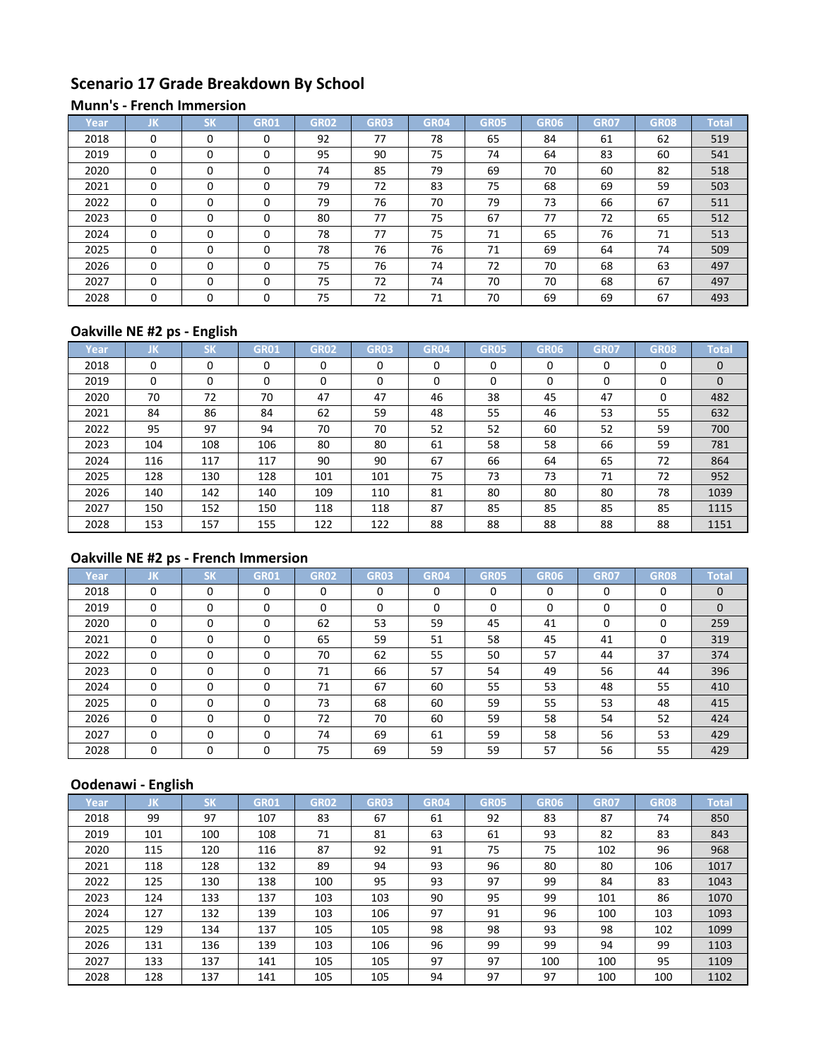# Scenario 17 Grade Breakdown By School

## Munn's - French Immersion

| Year | JK | SK | GR01 | GR02 | GR03 | GR04 | GR05 | GR06 | GR07 | GR08 | Total |
|---|---|---|---|---|---|---|---|---|---|---|---|
| 2018 | 0 | 0 | 0 | 92 | 77 | 78 | 65 | 84 | 61 | 62 | 519 |
| 2019 | 0 | 0 | 0 | 95 | 90 | 75 | 74 | 64 | 83 | 60 | 541 |
| 2020 | 0 | 0 | 0 | 74 | 85 | 79 | 69 | 70 | 60 | 82 | 518 |
| 2021 | 0 | 0 | 0 | 79 | 72 | 83 | 75 | 68 | 69 | 59 | 503 |
| 2022 | 0 | 0 | 0 | 79 | 76 | 70 | 79 | 73 | 66 | 67 | 511 |
| 2023 | 0 | 0 | 0 | 80 | 77 | 75 | 67 | 77 | 72 | 65 | 512 |
| 2024 | 0 | 0 | 0 | 78 | 77 | 75 | 71 | 65 | 76 | 71 | 513 |
| 2025 | 0 | 0 | 0 | 78 | 76 | 76 | 71 | 69 | 64 | 74 | 509 |
| 2026 | 0 | 0 | 0 | 75 | 76 | 74 | 72 | 70 | 68 | 63 | 497 |
| 2027 | 0 | 0 | 0 | 75 | 72 | 74 | 70 | 70 | 68 | 67 | 497 |
| 2028 | 0 | 0 | 0 | 75 | 72 | 71 | 70 | 69 | 69 | 67 | 493 |

## Oakville NE #2 ps - English

| Year | JK | SK | GR01 | GR02 | GR03 | GR04 | GR05 | GR06 | GR07 | GR08 | Total |
|---|---|---|---|---|---|---|---|---|---|---|---|
| 2018 | 0 | 0 | 0 | 0 | 0 | 0 | 0 | 0 | 0 | 0 | 0 |
| 2019 | 0 | 0 | 0 | 0 | 0 | 0 | 0 | 0 | 0 | 0 | 0 |
| 2020 | 70 | 72 | 70 | 47 | 47 | 46 | 38 | 45 | 47 | 0 | 482 |
| 2021 | 84 | 86 | 84 | 62 | 59 | 48 | 55 | 46 | 53 | 55 | 632 |
| 2022 | 95 | 97 | 94 | 70 | 70 | 52 | 52 | 60 | 52 | 59 | 700 |
| 2023 | 104 | 108 | 106 | 80 | 80 | 61 | 58 | 58 | 66 | 59 | 781 |
| 2024 | 116 | 117 | 117 | 90 | 90 | 67 | 66 | 64 | 65 | 72 | 864 |
| 2025 | 128 | 130 | 128 | 101 | 101 | 75 | 73 | 73 | 71 | 72 | 952 |
| 2026 | 140 | 142 | 140 | 109 | 110 | 81 | 80 | 80 | 80 | 78 | 1039 |
| 2027 | 150 | 152 | 150 | 118 | 118 | 87 | 85 | 85 | 85 | 85 | 1115 |
| 2028 | 153 | 157 | 155 | 122 | 122 | 88 | 88 | 88 | 88 | 88 | 1151 |

## Oakville NE #2 ps - French Immersion

| Year | JK | SK | GR01 | GR02 | GR03 | GR04 | GR05 | GR06 | GR07 | GR08 | Total |
|---|---|---|---|---|---|---|---|---|---|---|---|
| 2018 | 0 | 0 | 0 | 0 | 0 | 0 | 0 | 0 | 0 | 0 | 0 |
| 2019 | 0 | 0 | 0 | 0 | 0 | 0 | 0 | 0 | 0 | 0 | 0 |
| 2020 | 0 | 0 | 0 | 62 | 53 | 59 | 45 | 41 | 0 | 0 | 259 |
| 2021 | 0 | 0 | 0 | 65 | 59 | 51 | 58 | 45 | 41 | 0 | 319 |
| 2022 | 0 | 0 | 0 | 70 | 62 | 55 | 50 | 57 | 44 | 37 | 374 |
| 2023 | 0 | 0 | 0 | 71 | 66 | 57 | 54 | 49 | 56 | 44 | 396 |
| 2024 | 0 | 0 | 0 | 71 | 67 | 60 | 55 | 53 | 48 | 55 | 410 |
| 2025 | 0 | 0 | 0 | 73 | 68 | 60 | 59 | 55 | 53 | 48 | 415 |
| 2026 | 0 | 0 | 0 | 72 | 70 | 60 | 59 | 58 | 54 | 52 | 424 |
| 2027 | 0 | 0 | 0 | 74 | 69 | 61 | 59 | 58 | 56 | 53 | 429 |
| 2028 | 0 | 0 | 0 | 75 | 69 | 59 | 59 | 57 | 56 | 55 | 429 |

## Oodenawi - English

| Year | JK | SK | GR01 | GR02 | GR03 | GR04 | GR05 | GR06 | GR07 | GR08 | Total |
|---|---|---|---|---|---|---|---|---|---|---|---|
| 2018 | 99 | 97 | 107 | 83 | 67 | 61 | 92 | 83 | 87 | 74 | 850 |
| 2019 | 101 | 100 | 108 | 71 | 81 | 63 | 61 | 93 | 82 | 83 | 843 |
| 2020 | 115 | 120 | 116 | 87 | 92 | 91 | 75 | 75 | 102 | 96 | 968 |
| 2021 | 118 | 128 | 132 | 89 | 94 | 93 | 96 | 80 | 80 | 106 | 1017 |
| 2022 | 125 | 130 | 138 | 100 | 95 | 93 | 97 | 99 | 84 | 83 | 1043 |
| 2023 | 124 | 133 | 137 | 103 | 103 | 90 | 95 | 99 | 101 | 86 | 1070 |
| 2024 | 127 | 132 | 139 | 103 | 106 | 97 | 91 | 96 | 100 | 103 | 1093 |
| 2025 | 129 | 134 | 137 | 105 | 105 | 98 | 98 | 93 | 98 | 102 | 1099 |
| 2026 | 131 | 136 | 139 | 103 | 106 | 96 | 99 | 99 | 94 | 99 | 1103 |
| 2027 | 133 | 137 | 141 | 105 | 105 | 97 | 97 | 100 | 100 | 95 | 1109 |
| 2028 | 128 | 137 | 141 | 105 | 105 | 94 | 97 | 97 | 100 | 100 | 1102 |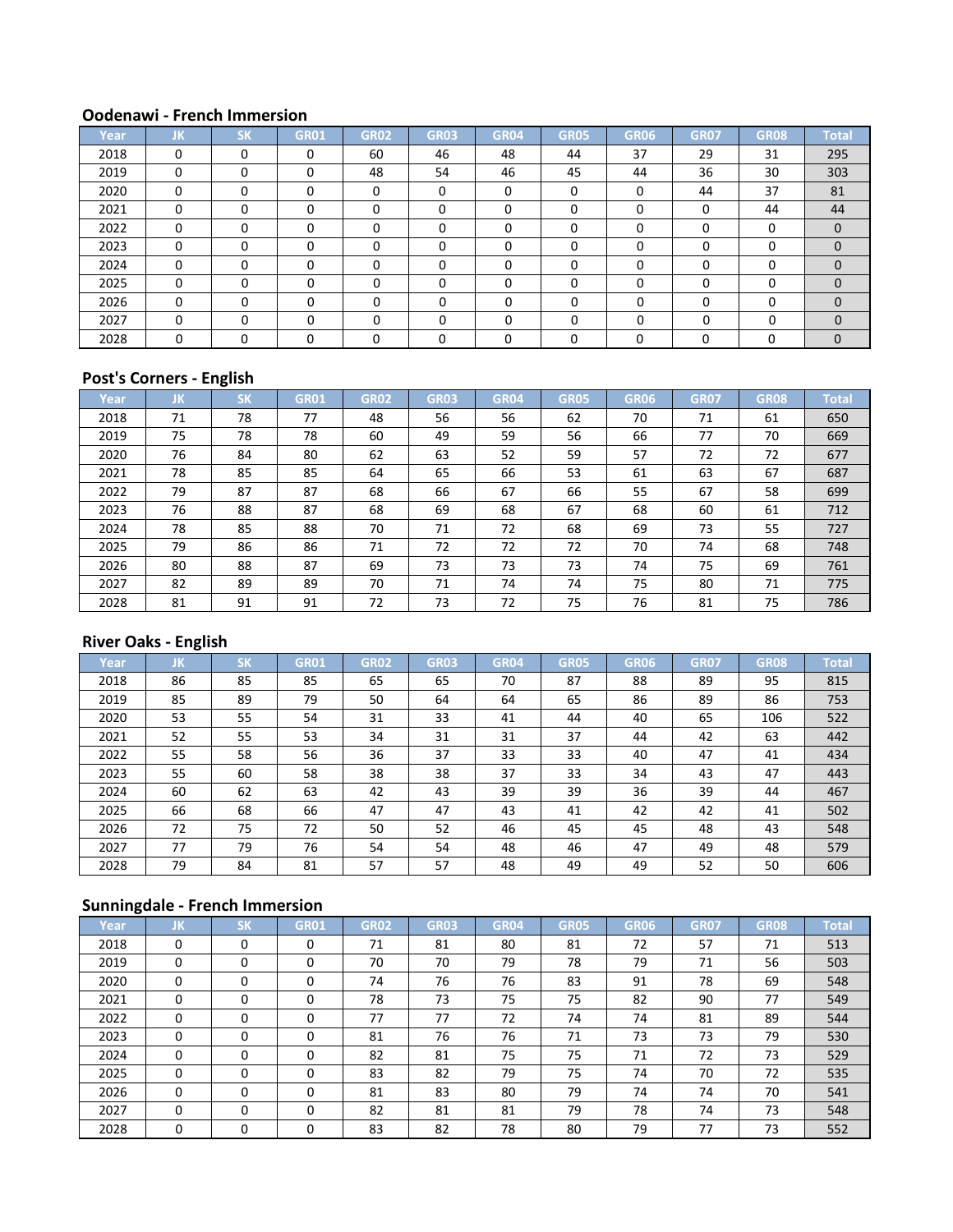### Oodenawi - French Immersion

| Year | JK | SK | GR01 | GR02 | GR03 | GR04 | GR05 | GR06 | GR07 | GR08 | Total |
|---|---|---|---|---|---|---|---|---|---|---|---|
| 2018 | 0 | 0 | 0 | 60 | 46 | 48 | 44 | 37 | 29 | 31 | 295 |
| 2019 | 0 | 0 | 0 | 48 | 54 | 46 | 45 | 44 | 36 | 30 | 303 |
| 2020 | 0 | 0 | 0 | 0 | 0 | 0 | 0 | 0 | 44 | 37 | 81 |
| 2021 | 0 | 0 | 0 | 0 | 0 | 0 | 0 | 0 | 0 | 44 | 44 |
| 2022 | 0 | 0 | 0 | 0 | 0 | 0 | 0 | 0 | 0 | 0 | 0 |
| 2023 | 0 | 0 | 0 | 0 | 0 | 0 | 0 | 0 | 0 | 0 | 0 |
| 2024 | 0 | 0 | 0 | 0 | 0 | 0 | 0 | 0 | 0 | 0 | 0 |
| 2025 | 0 | 0 | 0 | 0 | 0 | 0 | 0 | 0 | 0 | 0 | 0 |
| 2026 | 0 | 0 | 0 | 0 | 0 | 0 | 0 | 0 | 0 | 0 | 0 |
| 2027 | 0 | 0 | 0 | 0 | 0 | 0 | 0 | 0 | 0 | 0 | 0 |
| 2028 | 0 | 0 | 0 | 0 | 0 | 0 | 0 | 0 | 0 | 0 | 0 |

### Post's Corners - English

| Year | JK | SK | GR01 | GR02 | GR03 | GR04 | GR05 | GR06 | GR07 | GR08 | Total |
|---|---|---|---|---|---|---|---|---|---|---|---|
| 2018 | 71 | 78 | 77 | 48 | 56 | 56 | 62 | 70 | 71 | 61 | 650 |
| 2019 | 75 | 78 | 78 | 60 | 49 | 59 | 56 | 66 | 77 | 70 | 669 |
| 2020 | 76 | 84 | 80 | 62 | 63 | 52 | 59 | 57 | 72 | 72 | 677 |
| 2021 | 78 | 85 | 85 | 64 | 65 | 66 | 53 | 61 | 63 | 67 | 687 |
| 2022 | 79 | 87 | 87 | 68 | 66 | 67 | 66 | 55 | 67 | 58 | 699 |
| 2023 | 76 | 88 | 87 | 68 | 69 | 68 | 67 | 68 | 60 | 61 | 712 |
| 2024 | 78 | 85 | 88 | 70 | 71 | 72 | 68 | 69 | 73 | 55 | 727 |
| 2025 | 79 | 86 | 86 | 71 | 72 | 72 | 72 | 70 | 74 | 68 | 748 |
| 2026 | 80 | 88 | 87 | 69 | 73 | 73 | 73 | 74 | 75 | 69 | 761 |
| 2027 | 82 | 89 | 89 | 70 | 71 | 74 | 74 | 75 | 80 | 71 | 775 |
| 2028 | 81 | 91 | 91 | 72 | 73 | 72 | 75 | 76 | 81 | 75 | 786 |

### River Oaks - English

| Year | JK | SK | GR01 | GR02 | GR03 | GR04 | GR05 | GR06 | GR07 | GR08 | Total |
|---|---|---|---|---|---|---|---|---|---|---|---|
| 2018 | 86 | 85 | 85 | 65 | 65 | 70 | 87 | 88 | 89 | 95 | 815 |
| 2019 | 85 | 89 | 79 | 50 | 64 | 64 | 65 | 86 | 89 | 86 | 753 |
| 2020 | 53 | 55 | 54 | 31 | 33 | 41 | 44 | 40 | 65 | 106 | 522 |
| 2021 | 52 | 55 | 53 | 34 | 31 | 31 | 37 | 44 | 42 | 63 | 442 |
| 2022 | 55 | 58 | 56 | 36 | 37 | 33 | 33 | 40 | 47 | 41 | 434 |
| 2023 | 55 | 60 | 58 | 38 | 38 | 37 | 33 | 34 | 43 | 47 | 443 |
| 2024 | 60 | 62 | 63 | 42 | 43 | 39 | 39 | 36 | 39 | 44 | 467 |
| 2025 | 66 | 68 | 66 | 47 | 47 | 43 | 41 | 42 | 42 | 41 | 502 |
| 2026 | 72 | 75 | 72 | 50 | 52 | 46 | 45 | 45 | 48 | 43 | 548 |
| 2027 | 77 | 79 | 76 | 54 | 54 | 48 | 46 | 47 | 49 | 48 | 579 |
| 2028 | 79 | 84 | 81 | 57 | 57 | 48 | 49 | 49 | 52 | 50 | 606 |

### Sunningdale - French Immersion

| Year | JK | SK | GR01 | GR02 | GR03 | GR04 | GR05 | GR06 | GR07 | GR08 | Total |
|---|---|---|---|---|---|---|---|---|---|---|---|
| 2018 | 0 | 0 | 0 | 71 | 81 | 80 | 81 | 72 | 57 | 71 | 513 |
| 2019 | 0 | 0 | 0 | 70 | 70 | 79 | 78 | 79 | 71 | 56 | 503 |
| 2020 | 0 | 0 | 0 | 74 | 76 | 76 | 83 | 91 | 78 | 69 | 548 |
| 2021 | 0 | 0 | 0 | 78 | 73 | 75 | 75 | 82 | 90 | 77 | 549 |
| 2022 | 0 | 0 | 0 | 77 | 77 | 72 | 74 | 74 | 81 | 89 | 544 |
| 2023 | 0 | 0 | 0 | 81 | 76 | 76 | 71 | 73 | 73 | 79 | 530 |
| 2024 | 0 | 0 | 0 | 82 | 81 | 75 | 75 | 71 | 72 | 73 | 529 |
| 2025 | 0 | 0 | 0 | 83 | 82 | 79 | 75 | 74 | 70 | 72 | 535 |
| 2026 | 0 | 0 | 0 | 81 | 83 | 80 | 79 | 74 | 74 | 70 | 541 |
| 2027 | 0 | 0 | 0 | 82 | 81 | 81 | 79 | 78 | 74 | 73 | 548 |
| 2028 | 0 | 0 | 0 | 83 | 82 | 78 | 80 | 79 | 77 | 73 | 552 |